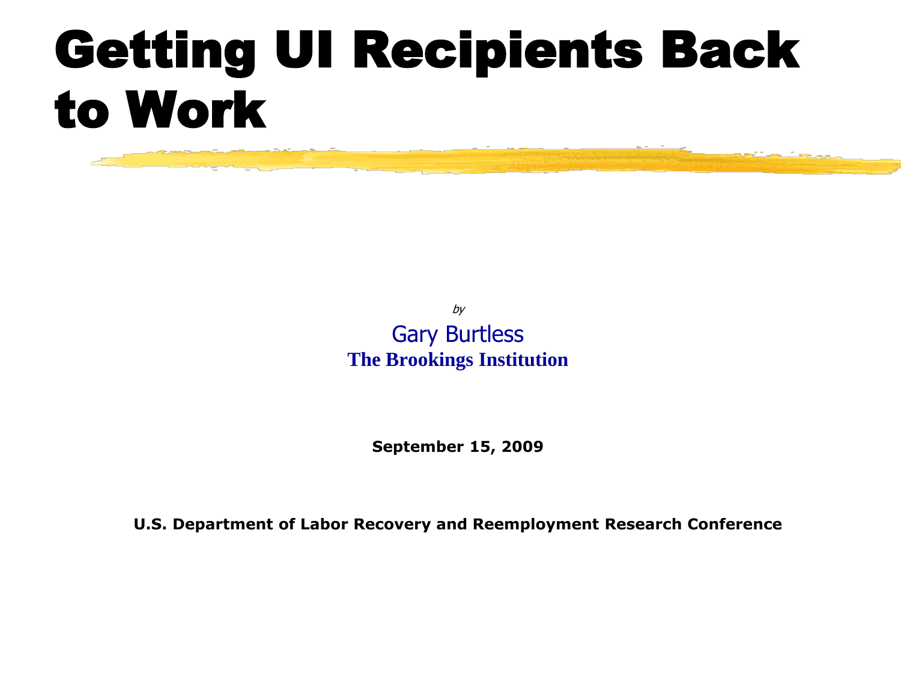# Getting UI Recipients Back to Work

*by*

Gary Burtless

**The Brookings Institution**

**September 15, 2009**

**U.S. Department of Labor Recovery and Reemployment Research Conference**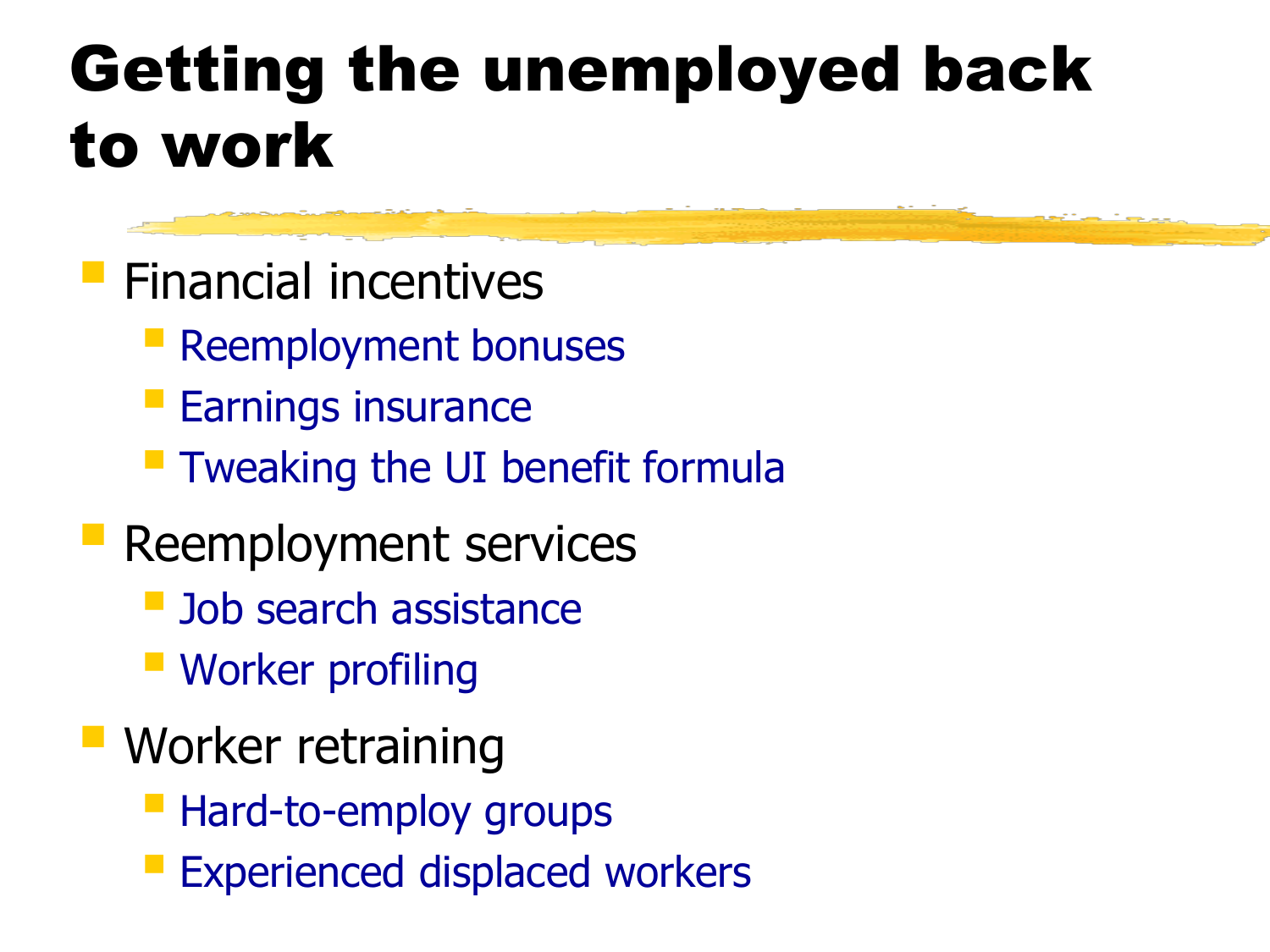# Getting the unemployed back to work

- Financial incentives
  - Reemployment bonuses
  - Earnings insurance
  - Tweaking the UI benefit formula
- Reemployment services
  - Job search assistance
  - Worker profiling
- Worker retraining
  - Hard-to-employ groups
  - Experienced displaced workers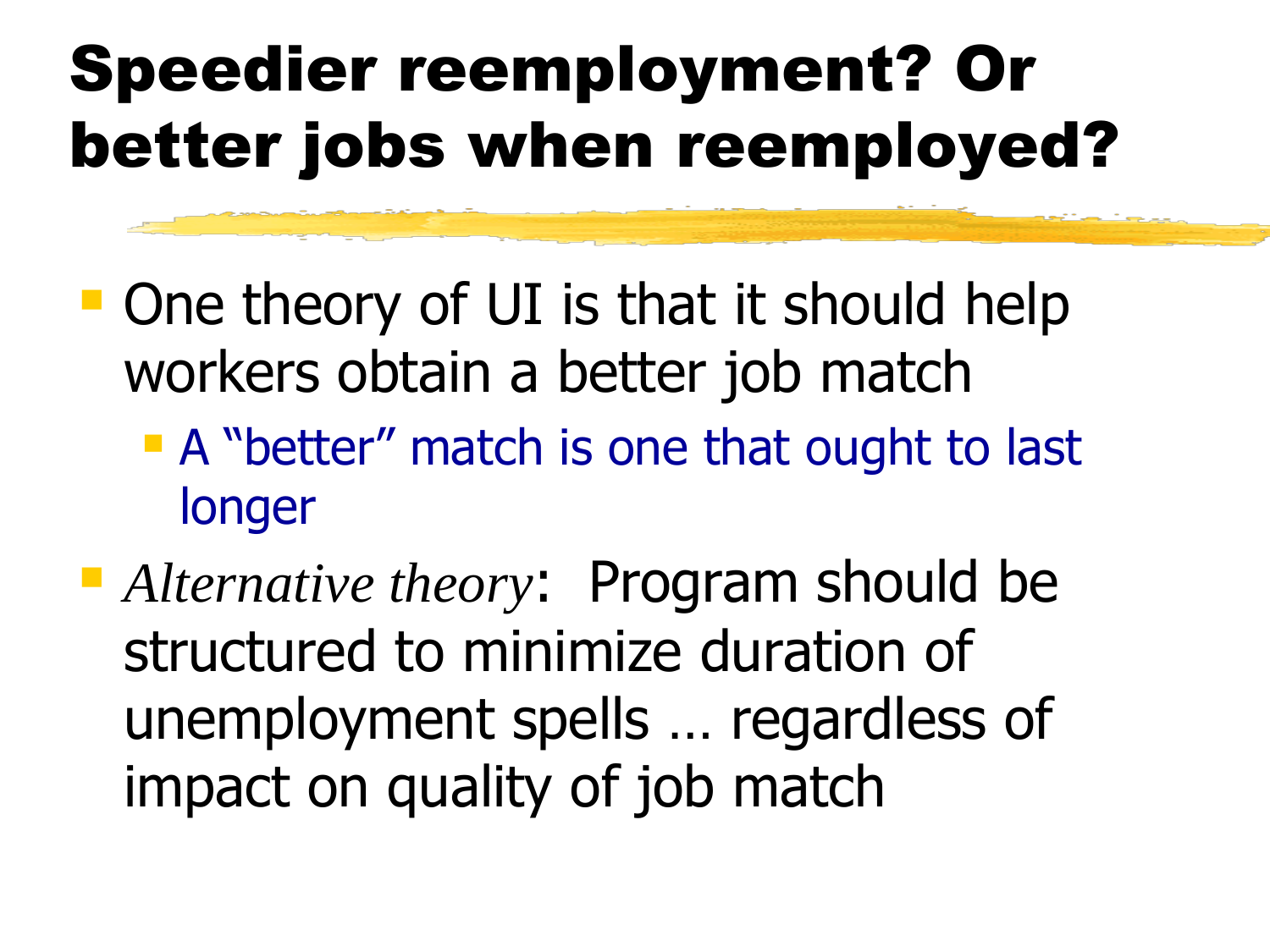# Speedier reemployment? Or better jobs when reemployed?

- One theory of UI is that it should help workers obtain a better job match
  - A "better" match is one that ought to last longer
- *Alternative theory*: Program should be structured to minimize duration of unemployment spells … regardless of impact on quality of job match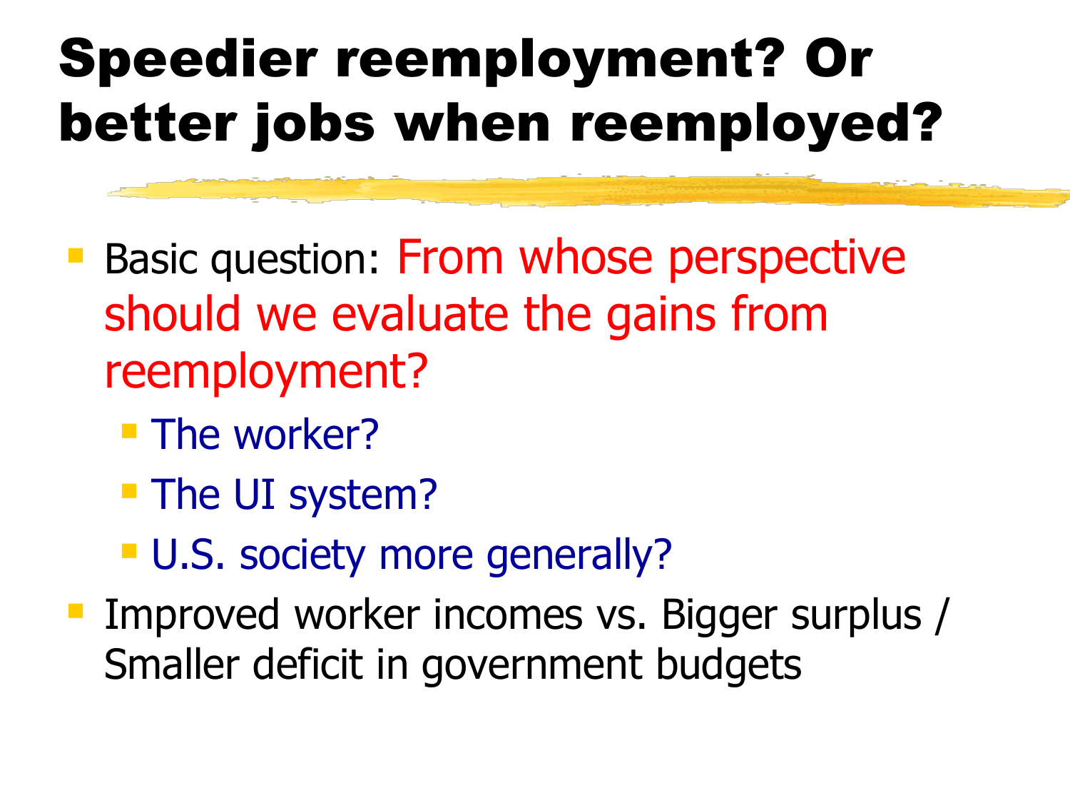# Speedier reemployment? Or better jobs when reemployed?

- Basic question: From whose perspective should we evaluate the gains from reemployment?
  - The worker?
  - The UI system?
  - U.S. society more generally?
- Improved worker incomes vs. Bigger surplus / Smaller deficit in government budgets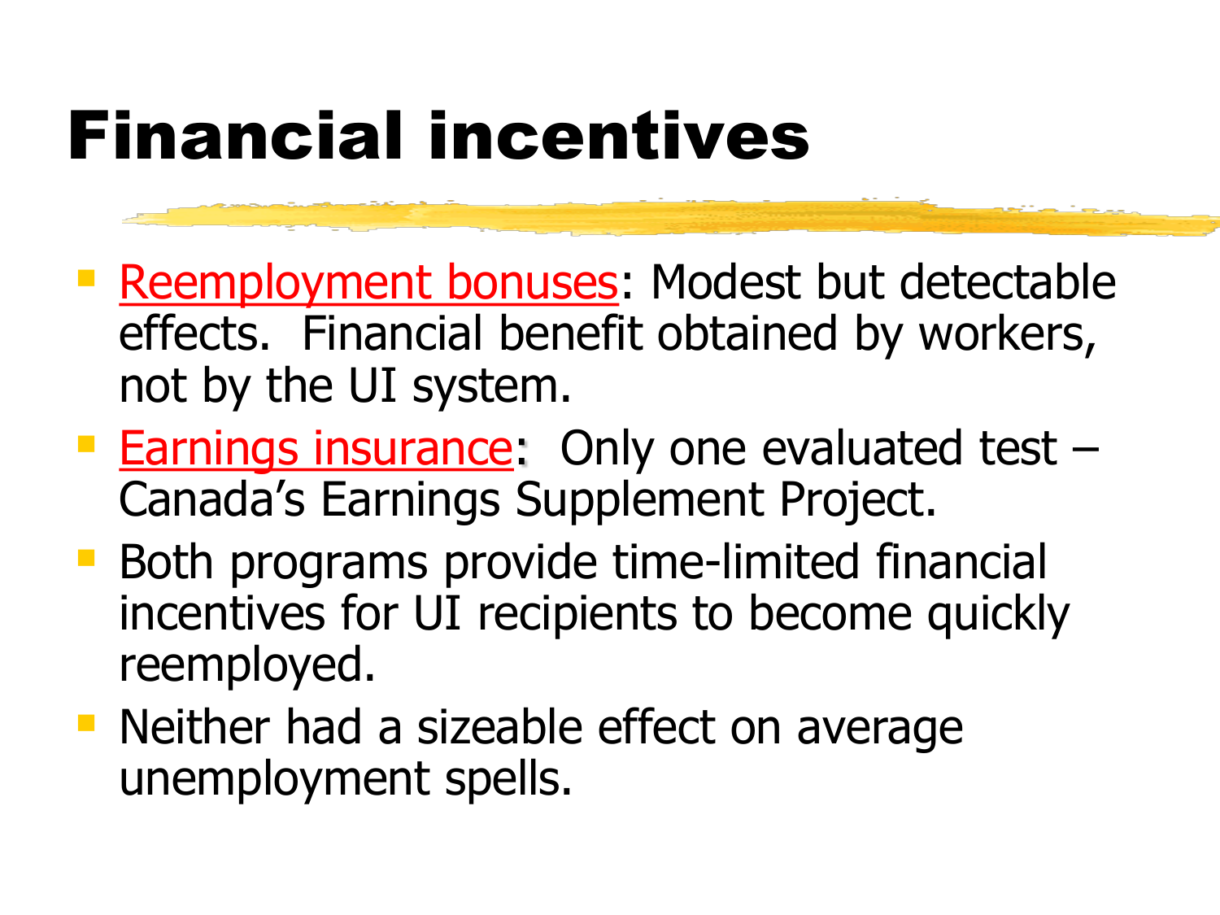# Financial incentives

- Reemployment bonuses: Modest but detectable effects.  Financial benefit obtained by workers, not by the UI system.
- Earnings insurance:  Only one evaluated test – Canada’s Earnings Supplement Project.
- Both programs provide time-limited financial incentives for UI recipients to become quickly reemployed.
- Neither had a sizeable effect on average unemployment spells.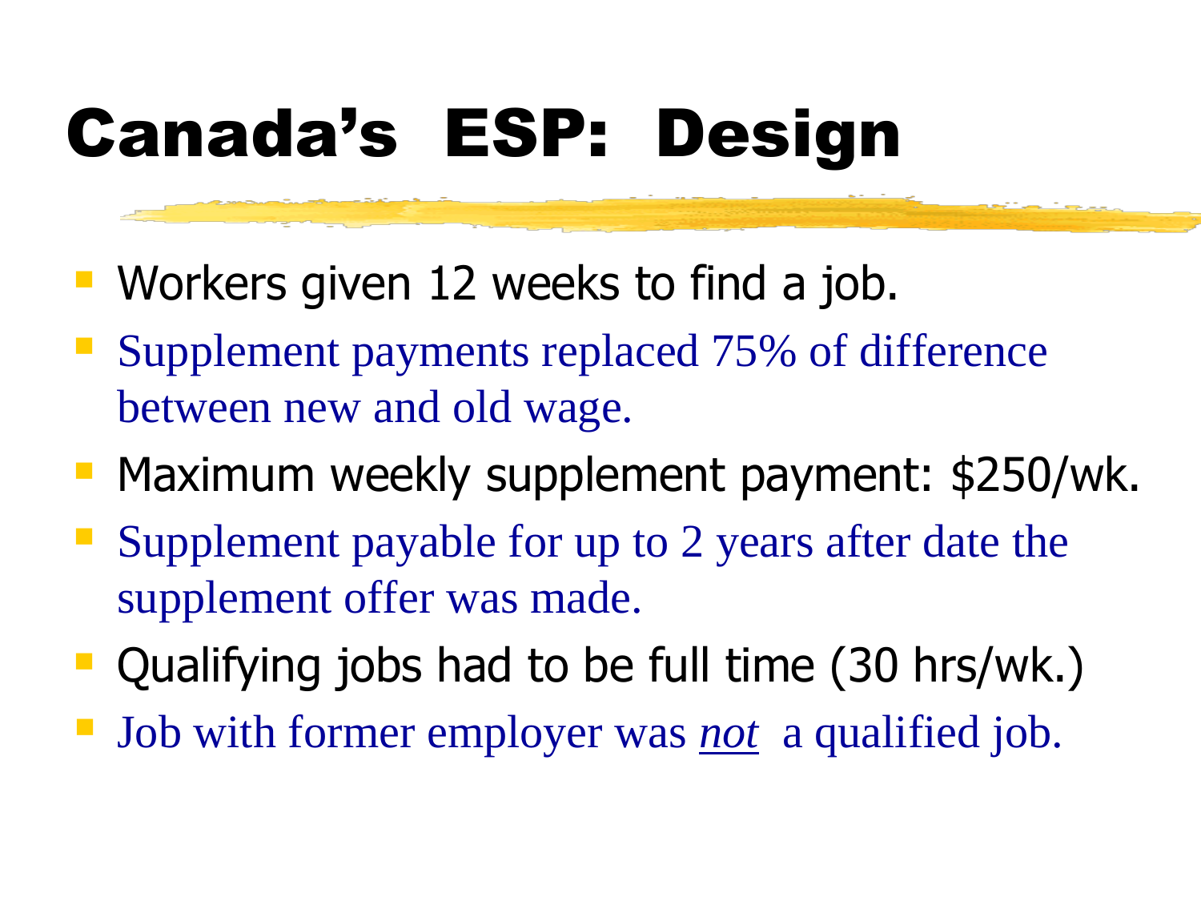# Canada's ESP: Design

- Workers given 12 weeks to find a job.
- Supplement payments replaced 75% of difference between new and old wage.
- Maximum weekly supplement payment: $250/wk.
- Supplement payable for up to 2 years after date the supplement offer was made.
- Qualifying jobs had to be full time (30 hrs/wk.)
- Job with former employer was *not* a qualified job.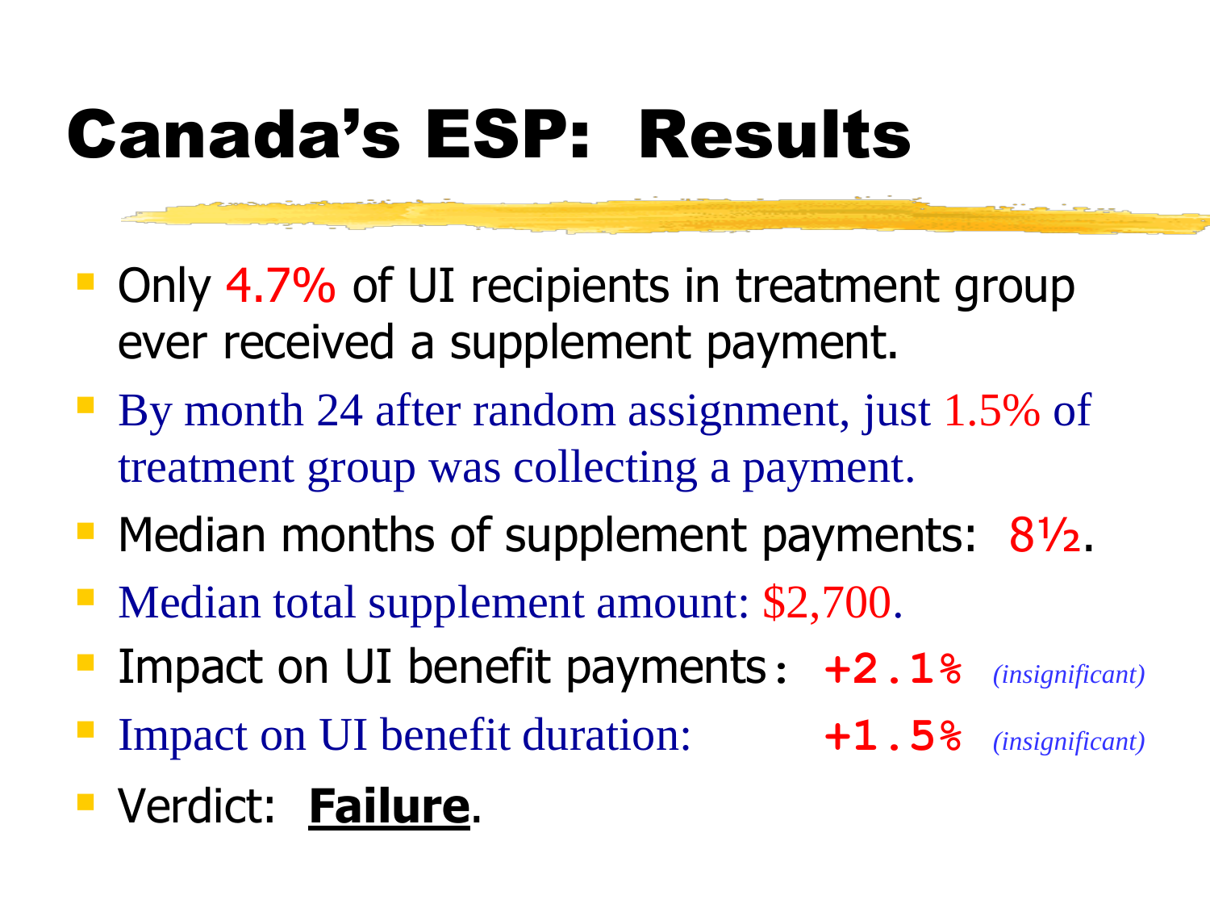# Canada's ESP: Results

- Only 4.7% of UI recipients in treatment group ever received a supplement payment.
- By month 24 after random assignment, just 1.5% of treatment group was collecting a payment.
- Median months of supplement payments: 8½.
- Median total supplement amount: $2,700.
- Impact on UI benefit payments: **+2.1%** *(insignificant)*
- Impact on UI benefit duration: **+1.5%** *(insignificant)*
- Verdict: **Failure**.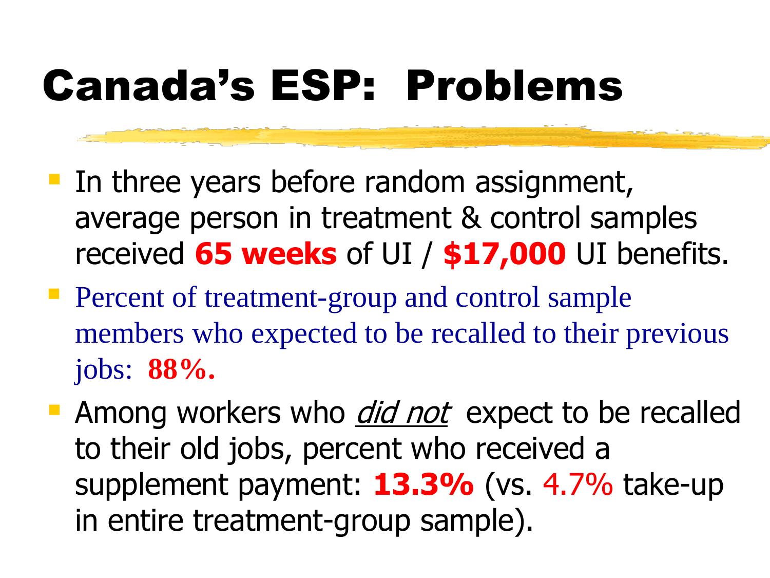# Canada's ESP: Problems

- In three years before random assignment, average person in treatment & control samples received **65 weeks** of UI / **$17,000** UI benefits.
- Percent of treatment-group and control sample members who expected to be recalled to their previous jobs: **88%.**
- Among workers who *did not* expect to be recalled to their old jobs, percent who received a supplement payment: **13.3%** (vs. 4.7% take-up in entire treatment-group sample).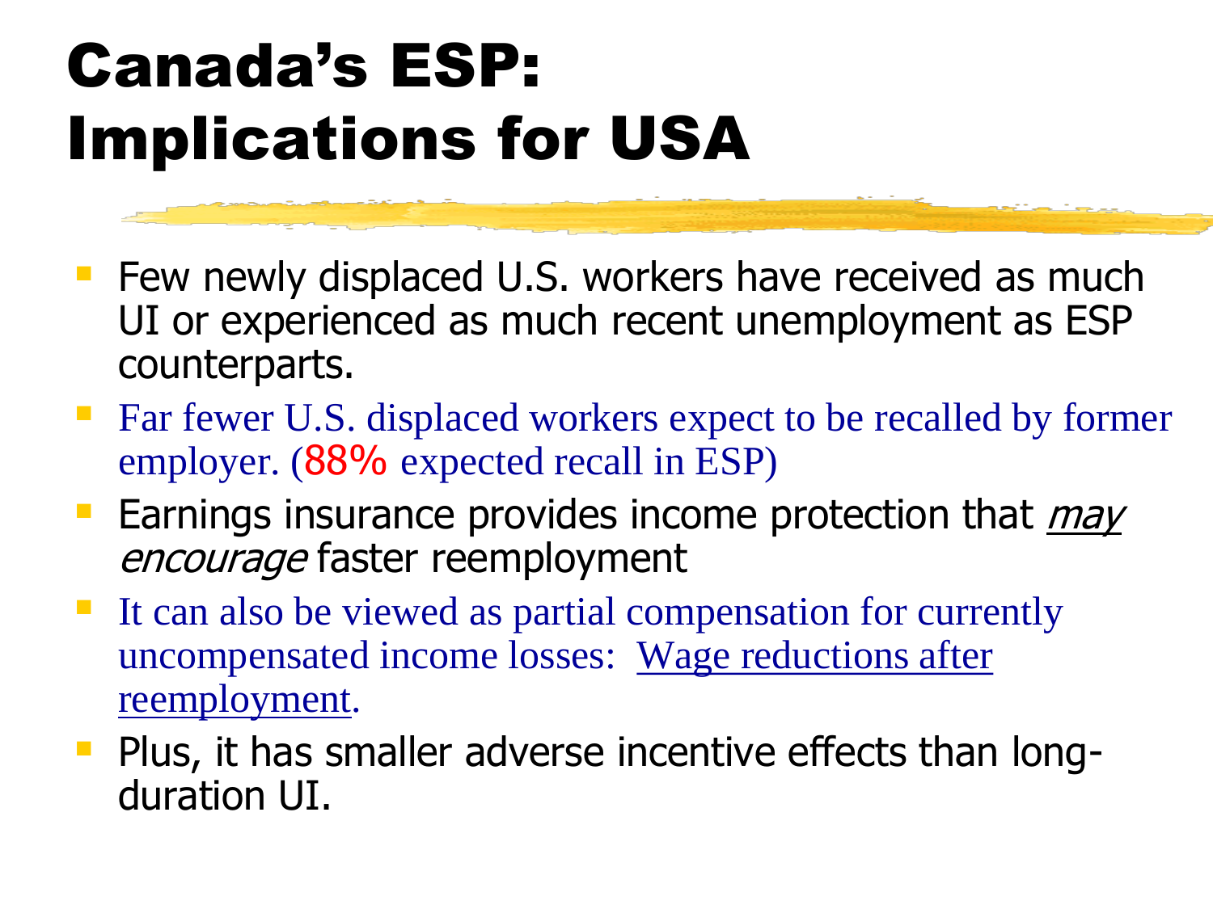# Canada's ESP: Implications for USA

- Few newly displaced U.S. workers have received as much UI or experienced as much recent unemployment as ESP counterparts.
- Far fewer U.S. displaced workers expect to be recalled by former employer. (88% expected recall in ESP)
- Earnings insurance provides income protection that *may encourage* faster reemployment
- It can also be viewed as partial compensation for currently uncompensated income losses: Wage reductions after reemployment.
- Plus, it has smaller adverse incentive effects than long-duration UI.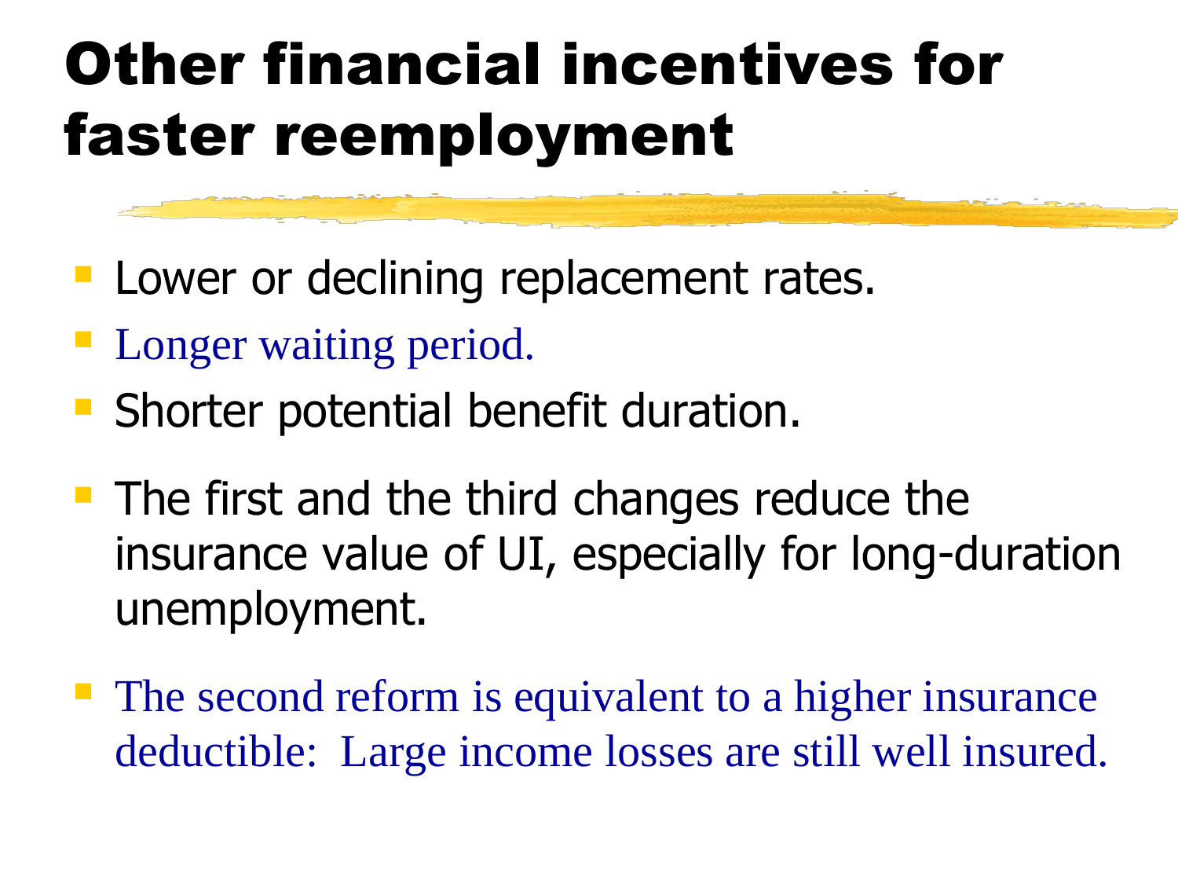# Other financial incentives for faster reemployment

- Lower or declining replacement rates.
- Longer waiting period.
- Shorter potential benefit duration.

- The first and the third changes reduce the insurance value of UI, especially for long-duration unemployment.

- The second reform is equivalent to a higher insurance deductible: Large income losses are still well insured.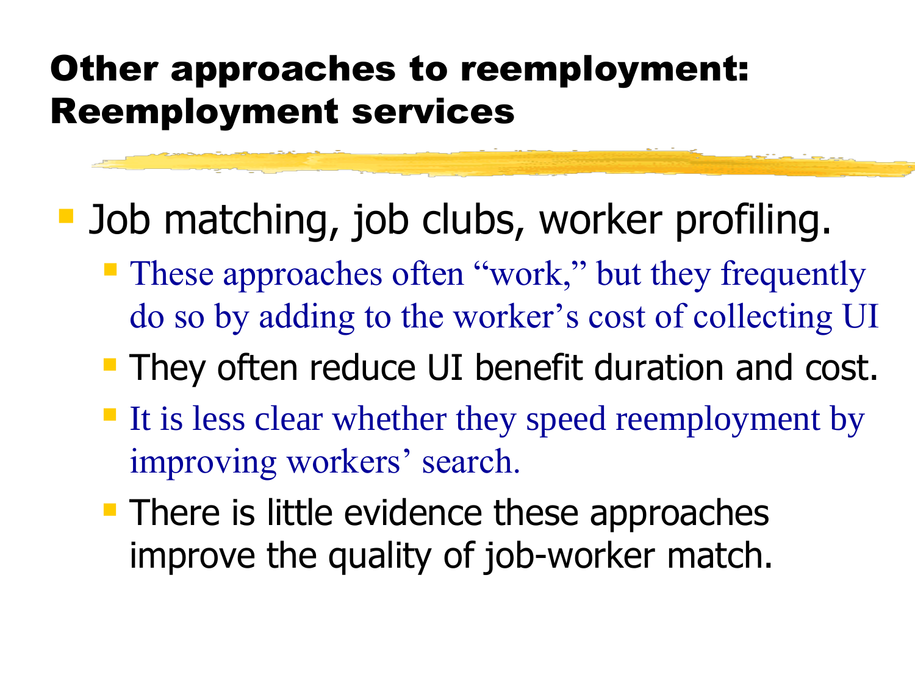# Other approaches to reemployment: Reemployment services

- Job matching, job clubs, worker profiling.
  - These approaches often "work," but they frequently do so by adding to the worker's cost of collecting UI
  - They often reduce UI benefit duration and cost.
  - It is less clear whether they speed reemployment by improving workers' search.
  - There is little evidence these approaches improve the quality of job-worker match.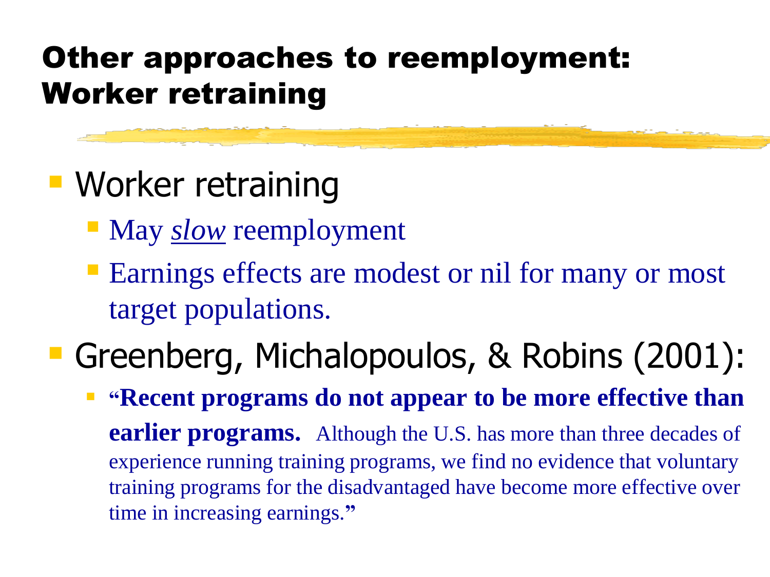# Other approaches to reemployment: Worker retraining

- Worker retraining
  - May *slow* reemployment
  - Earnings effects are modest or nil for many or most target populations.
- Greenberg, Michalopoulos, & Robins (2001):
  - "**Recent programs do not appear to be more effective than earlier programs.** Although the U.S. has more than three decades of experience running training programs, we find no evidence that voluntary training programs for the disadvantaged have become more effective over time in increasing earnings."